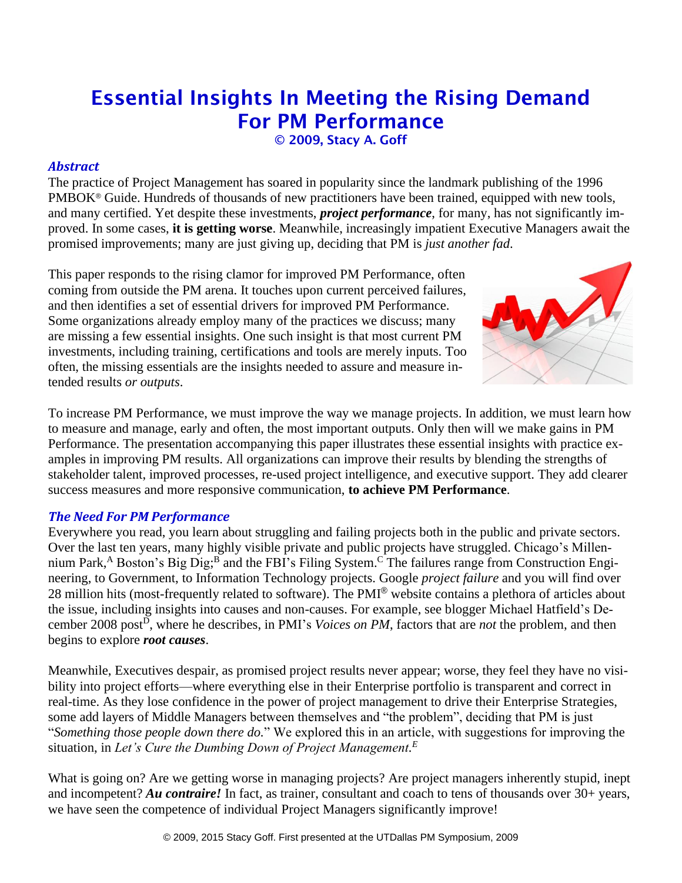# Essential Insights In Meeting the Rising Demand For PM Performance

**© 2009, Stacy A. Goff**

### *Abstract*

The practice of Project Management has soared in popularity since the landmark publishing of the 1996 PMBOK® Guide. Hundreds of thousands of new practitioners have been trained, equipped with new tools, and many certified. Yet despite these investments, ***project performance***, for many, has not significantly improved. In some cases, **it is getting worse**. Meanwhile, increasingly impatient Executive Managers await the promised improvements; many are just giving up, deciding that PM is *just another fad*.

This paper responds to the rising clamor for improved PM Performance, often coming from outside the PM arena. It touches upon current perceived failures, and then identifies a set of essential drivers for improved PM Performance. Some organizations already employ many of the practices we discuss; many are missing a few essential insights. One such insight is that most current PM investments, including training, certifications and tools are merely inputs. Too often, the missing essentials are the insights needed to assure and measure intended results *or outputs*.

To increase PM Performance, we must improve the way we manage projects. In addition, we must learn how to measure and manage, early and often, the most important outputs. Only then will we make gains in PM Performance. The presentation accompanying this paper illustrates these essential insights with practice examples in improving PM results. All organizations can improve their results by blending the strengths of stakeholder talent, improved processes, re-used project intelligence, and executive support. They add clearer success measures and more responsive communication, **to achieve PM Performance**.

### *The Need For PM Performance*

Everywhere you read, you learn about struggling and failing projects both in the public and private sectors. Over the last ten years, many highly visible private and public projects have struggled. Chicago's Millennium Park,[A] Boston's Big Dig;[B] and the FBI's Filing System.[C] The failures range from Construction Engineering, to Government, to Information Technology projects. Google *project failure* and you will find over 28 million hits (most-frequently related to software). The PMI® website contains a plethora of articles about the issue, including insights into causes and non-causes. For example, see blogger Michael Hatfield's December 2008 post[D], where he describes, in PMI's *Voices on PM*, factors that are *not* the problem, and then begins to explore ***root causes***.

Meanwhile, Executives despair, as promised project results never appear; worse, they feel they have no visibility into project efforts—where everything else in their Enterprise portfolio is transparent and correct in real-time. As they lose confidence in the power of project management to drive their Enterprise Strategies, some add layers of Middle Managers between themselves and "the problem", deciding that PM is just "*Something those people down there do.*" We explored this in an article, with suggestions for improving the situation, in *Let's Cure the Dumbing Down of Project Management.*[E]

What is going on? Are we getting worse in managing projects? Are project managers inherently stupid, inept and incompetent? ***Au contraire!*** In fact, as trainer, consultant and coach to tens of thousands over 30+ years, we have seen the competence of individual Project Managers significantly improve!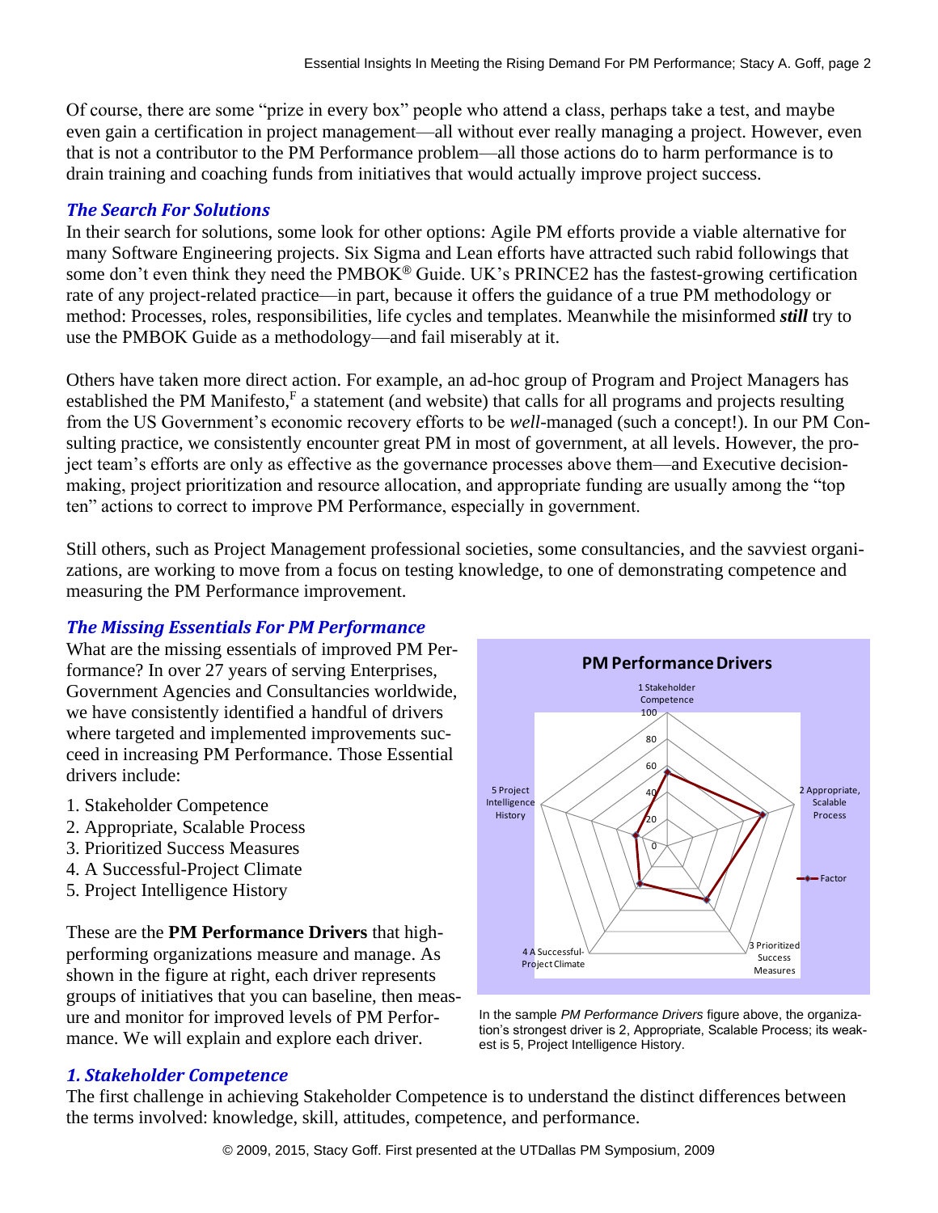Of course, there are some "prize in every box" people who attend a class, perhaps take a test, and maybe even gain a certification in project management—all without ever really managing a project. However, even that is not a contributor to the PM Performance problem—all those actions do to harm performance is to drain training and coaching funds from initiatives that would actually improve project success.

### *The Search For Solutions*

In their search for solutions, some look for other options: Agile PM efforts provide a viable alternative for many Software Engineering projects. Six Sigma and Lean efforts have attracted such rabid followings that some don't even think they need the PMBOK® Guide. UK's PRINCE2 has the fastest-growing certification rate of any project-related practice—in part, because it offers the guidance of a true PM methodology or method: Processes, roles, responsibilities, life cycles and templates. Meanwhile the misinformed ***still*** try to use the PMBOK Guide as a methodology—and fail miserably at it.

Others have taken more direct action. For example, an ad-hoc group of Program and Project Managers has established the PM Manifesto,[F] a statement (and website) that calls for all programs and projects resulting from the US Government's economic recovery efforts to be *well*-managed (such a concept!). In our PM Consulting practice, we consistently encounter great PM in most of government, at all levels. However, the project team's efforts are only as effective as the governance processes above them—and Executive decision-making, project prioritization and resource allocation, and appropriate funding are usually among the "top ten" actions to correct to improve PM Performance, especially in government.

Still others, such as Project Management professional societies, some consultancies, and the savviest organizations, are working to move from a focus on testing knowledge, to one of demonstrating competence and measuring the PM Performance improvement.

### *The Missing Essentials For PM Performance*

What are the missing essentials of improved PM Performance? In over 27 years of serving Enterprises, Government Agencies and Consultancies worldwide, we have consistently identified a handful of drivers where targeted and implemented improvements succeed in increasing PM Performance. Those Essential drivers include:

1. Stakeholder Competence
2. Appropriate, Scalable Process
3. Prioritized Success Measures
4. A Successful-Project Climate
5. Project Intelligence History

These are the **PM Performance Drivers** that high-performing organizations measure and manage. As shown in the figure at right, each driver represents groups of initiatives that you can baseline, then measure and monitor for improved levels of PM Performance. We will explain and explore each driver.

**PM Performance Drivers**

In the sample *PM Performance Drivers* figure above, the organization's strongest driver is 2, Appropriate, Scalable Process; its weakest is 5, Project Intelligence History.

### *1. Stakeholder Competence*

The first challenge in achieving Stakeholder Competence is to understand the distinct differences between the terms involved: knowledge, skill, attitudes, competence, and performance.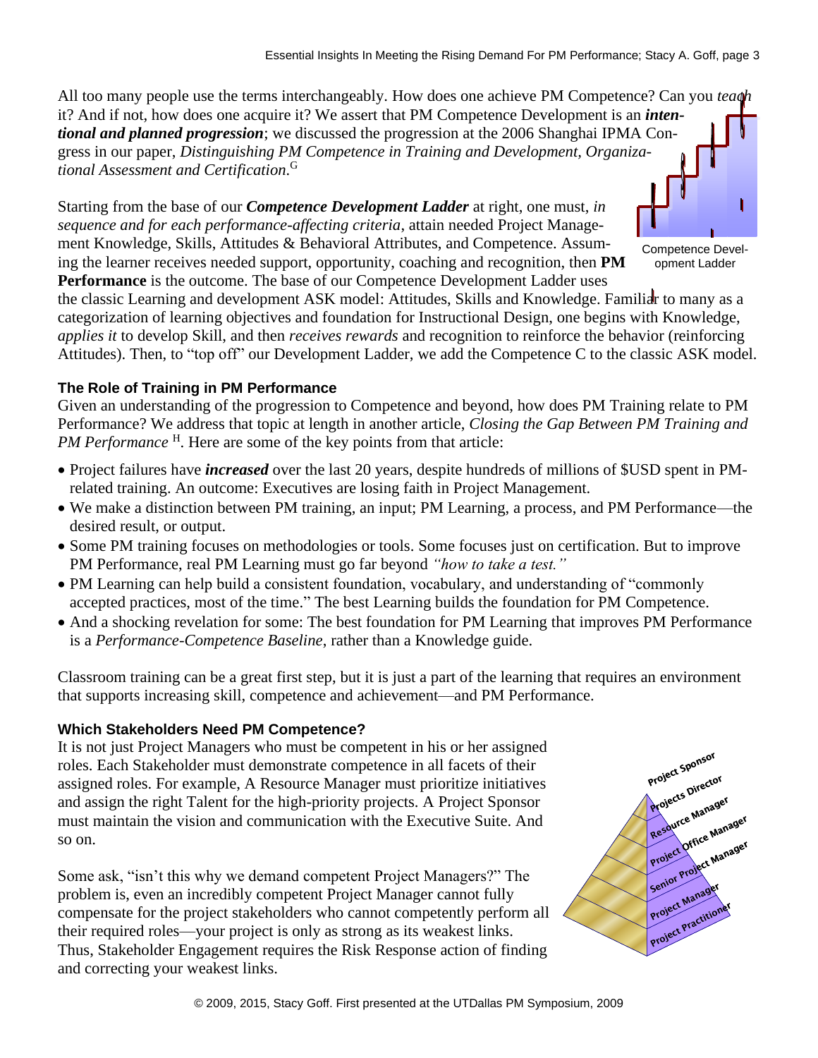All too many people use the terms interchangeably. How does one achieve PM Competence? Can you *teach* it? And if not, how does one acquire it? We assert that PM Competence Development is an ***intentional and planned progression***; we discussed the progression at the 2006 Shanghai IPMA Congress in our paper, *Distinguishing PM Competence in Training and Development, Organizational Assessment and Certification.*[G]

Starting from the base of our ***Competence Development Ladder*** at right, one must, *in sequence and for each performance-affecting criteria*, attain needed Project Management Knowledge, Skills, Attitudes & Behavioral Attributes, and Competence. Assuming the learner receives needed support, opportunity, coaching and recognition, then **PM Performance** is the outcome. The base of our Competence Development Ladder uses the classic Learning and development ASK model: Attitudes, Skills and Knowledge. Familiar to many as a categorization of learning objectives and foundation for Instructional Design, one begins with Knowledge, *applies it* to develop Skill, and then *receives rewards* and recognition to reinforce the behavior (reinforcing Attitudes). Then, to "top off" our Development Ladder, we add the Competence C to the classic ASK model.

Competence Development Ladder

### The Role of Training in PM Performance

Given an understanding of the progression to Competence and beyond, how does PM Training relate to PM Performance? We address that topic at length in another article, *Closing the Gap Between PM Training and PM Performance* [H]. Here are some of the key points from that article:

- Project failures have ***increased*** over the last 20 years, despite hundreds of millions of $USD spent in PM-related training. An outcome: Executives are losing faith in Project Management.
- We make a distinction between PM training, an input; PM Learning, a process, and PM Performance—the desired result, or output.
- Some PM training focuses on methodologies or tools. Some focuses just on certification. But to improve PM Performance, real PM Learning must go far beyond *"how to take a test."*
- PM Learning can help build a consistent foundation, vocabulary, and understanding of "commonly accepted practices, most of the time." The best Learning builds the foundation for PM Competence.
- And a shocking revelation for some: The best foundation for PM Learning that improves PM Performance is a *Performance-Competence Baseline*, rather than a Knowledge guide.

Classroom training can be a great first step, but it is just a part of the learning that requires an environment that supports increasing skill, competence and achievement—and PM Performance.

### Which Stakeholders Need PM Competence?

It is not just Project Managers who must be competent in his or her assigned roles. Each Stakeholder must demonstrate competence in all facets of their assigned roles. For example, A Resource Manager must prioritize initiatives and assign the right Talent for the high-priority projects. A Project Sponsor must maintain the vision and communication with the Executive Suite. And so on.

Some ask, "isn't this why we demand competent Project Managers?" The problem is, even an incredibly competent Project Manager cannot fully compensate for the project stakeholders who cannot competently perform all their required roles—your project is only as strong as its weakest links. Thus, Stakeholder Engagement requires the Risk Response action of finding and correcting your weakest links.

Project Sponsor
Projects Director
Resource Manager
Project Office Manager
Senior Project Manager
Project Manager
Project Practitioner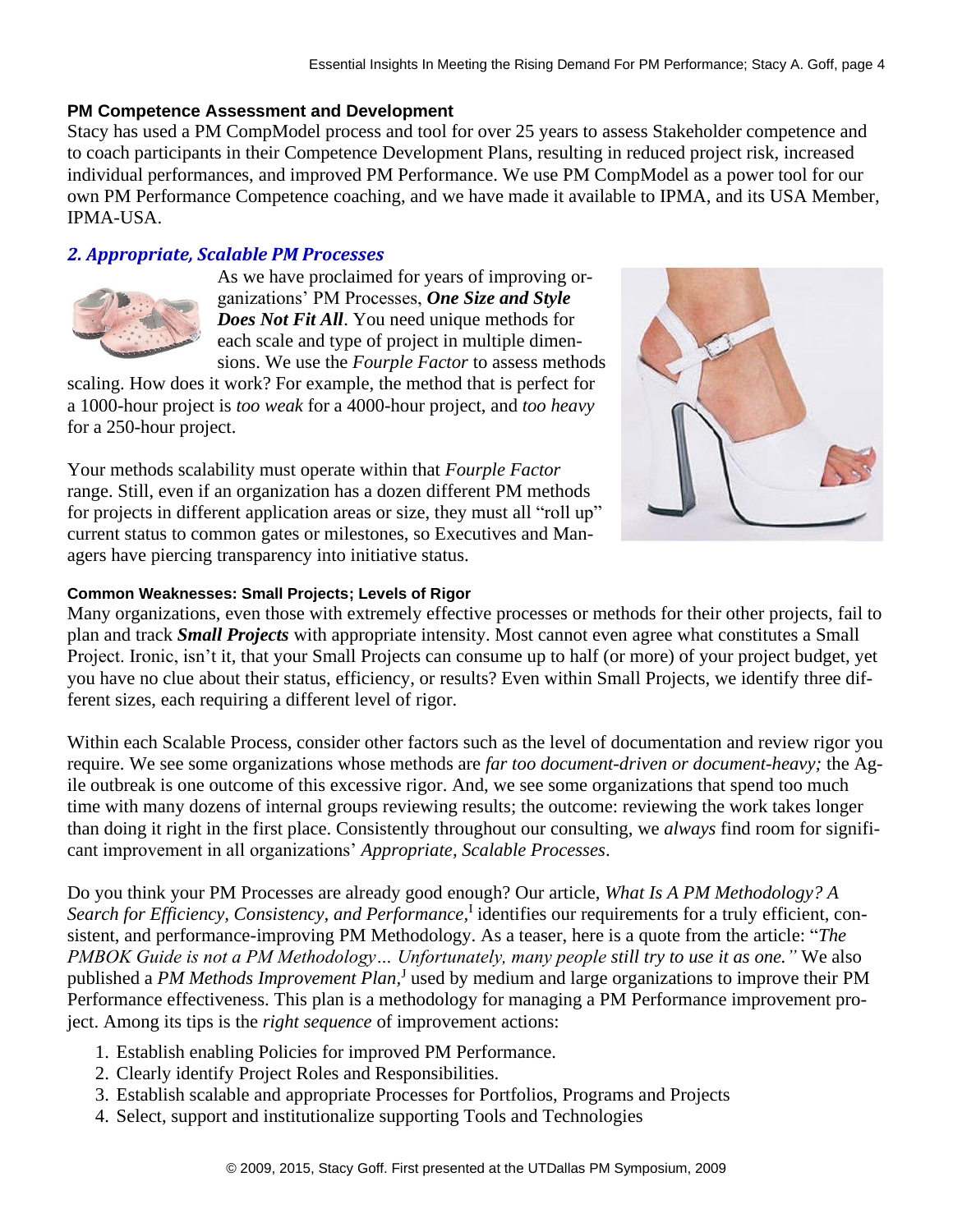### PM Competence Assessment and Development

Stacy has used a PM CompModel process and tool for over 25 years to assess Stakeholder competence and to coach participants in their Competence Development Plans, resulting in reduced project risk, increased individual performances, and improved PM Performance. We use PM CompModel as a power tool for our own PM Performance Competence coaching, and we have made it available to IPMA, and its USA Member, IPMA-USA.

## *2. Appropriate, Scalable PM Processes*

As we have proclaimed for years of improving organizations' PM Processes, ***One Size and Style Does Not Fit All***. You need unique methods for each scale and type of project in multiple dimensions. We use the *Fourple Factor* to assess methods scaling. How does it work? For example, the method that is perfect for a 1000-hour project is *too weak* for a 4000-hour project, and *too heavy* for a 250-hour project.

Your methods scalability must operate within that *Fourple Factor* range. Still, even if an organization has a dozen different PM methods for projects in different application areas or size, they must all "roll up" current status to common gates or milestones, so Executives and Managers have piercing transparency into initiative status.

#### Common Weaknesses: Small Projects; Levels of Rigor

Many organizations, even those with extremely effective processes or methods for their other projects, fail to plan and track ***Small Projects*** with appropriate intensity. Most cannot even agree what constitutes a Small Project. Ironic, isn't it, that your Small Projects can consume up to half (or more) of your project budget, yet you have no clue about their status, efficiency, or results? Even within Small Projects, we identify three different sizes, each requiring a different level of rigor.

Within each Scalable Process, consider other factors such as the level of documentation and review rigor you require. We see some organizations whose methods are *far too document-driven or document-heavy;* the Agile outbreak is one outcome of this excessive rigor. And, we see some organizations that spend too much time with many dozens of internal groups reviewing results; the outcome: reviewing the work takes longer than doing it right in the first place. Consistently throughout our consulting, we *always* find room for significant improvement in all organizations' *Appropriate, Scalable Processes*.

Do you think your PM Processes are already good enough? Our article, *What Is A PM Methodology? A Search for Efficiency, Consistency, and Performance,*[I] identifies our requirements for a truly efficient, consistent, and performance-improving PM Methodology. As a teaser, here is a quote from the article: "*The PMBOK Guide is not a PM Methodology… Unfortunately, many people still try to use it as one."* We also published a *PM Methods Improvement Plan,*[J] used by medium and large organizations to improve their PM Performance effectiveness. This plan is a methodology for managing a PM Performance improvement project. Among its tips is the *right sequence* of improvement actions:

1. Establish enabling Policies for improved PM Performance.
2. Clearly identify Project Roles and Responsibilities.
3. Establish scalable and appropriate Processes for Portfolios, Programs and Projects
4. Select, support and institutionalize supporting Tools and Technologies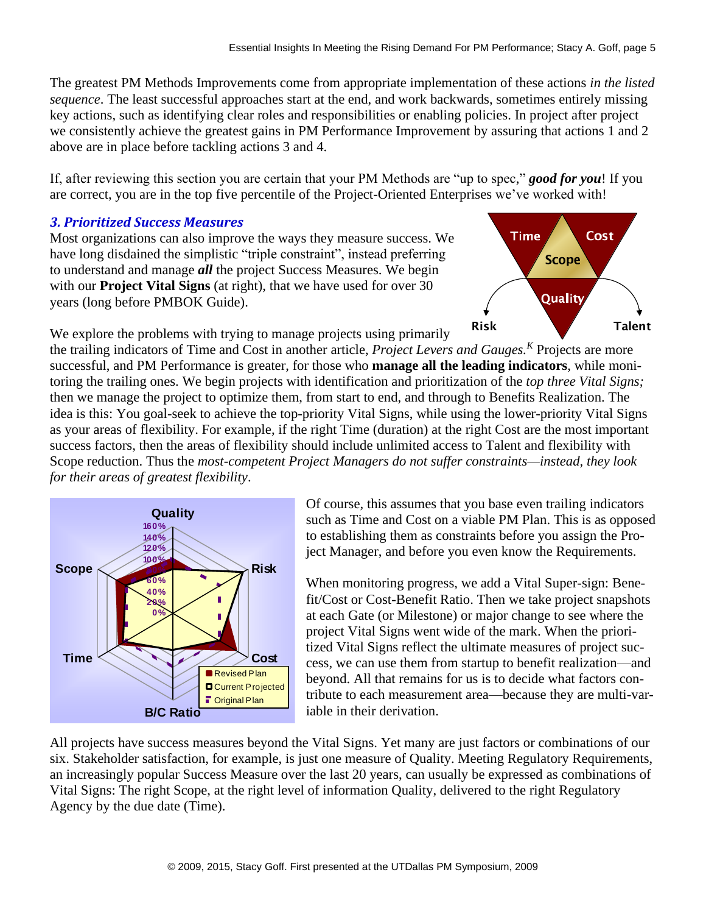The greatest PM Methods Improvements come from appropriate implementation of these actions *in the listed sequence*. The least successful approaches start at the end, and work backwards, sometimes entirely missing key actions, such as identifying clear roles and responsibilities or enabling policies. In project after project we consistently achieve the greatest gains in PM Performance Improvement by assuring that actions 1 and 2 above are in place before tackling actions 3 and 4.

If, after reviewing this section you are certain that your PM Methods are "up to spec," ***good for you***! If you are correct, you are in the top five percentile of the Project-Oriented Enterprises we've worked with!

### *3. Prioritized Success Measures*

Most organizations can also improve the ways they measure success. We have long disdained the simplistic "triple constraint", instead preferring to understand and manage ***all*** the project Success Measures. We begin with our **Project Vital Signs** (at right), that we have used for over 30 years (long before PMBOK Guide).

We explore the problems with trying to manage projects using primarily the trailing indicators of Time and Cost in another article, *Project Levers and Gauges.*[K] Projects are more successful, and PM Performance is greater, for those who **manage all the leading indicators**, while monitoring the trailing ones. We begin projects with identification and prioritization of the *top three Vital Signs;* then we manage the project to optimize them, from start to end, and through to Benefits Realization. The idea is this: You goal-seek to achieve the top-priority Vital Signs, while using the lower-priority Vital Signs as your areas of flexibility. For example, if the right Time (duration) at the right Cost are the most important success factors, then the areas of flexibility should include unlimited access to Talent and flexibility with Scope reduction. Thus the *most-competent Project Managers do not suffer constraints—instead, they look for their areas of greatest flexibility*.

Of course, this assumes that you base even trailing indicators such as Time and Cost on a viable PM Plan. This is as opposed to establishing them as constraints before you assign the Project Manager, and before you even know the Requirements.

When monitoring progress, we add a Vital Super-sign: Benefit/Cost or Cost-Benefit Ratio. Then we take project snapshots at each Gate (or Milestone) or major change to see where the project Vital Signs went wide of the mark. When the prioritized Vital Signs reflect the ultimate measures of project success, we can use them from startup to benefit realization—and beyond. All that remains for us is to decide what factors contribute to each measurement area—because they are multi-variable in their derivation.

All projects have success measures beyond the Vital Signs. Yet many are just factors or combinations of our six. Stakeholder satisfaction, for example, is just one measure of Quality. Meeting Regulatory Requirements, an increasingly popular Success Measure over the last 20 years, can usually be expressed as combinations of Vital Signs: The right Scope, at the right level of information Quality, delivered to the right Regulatory Agency by the due date (Time).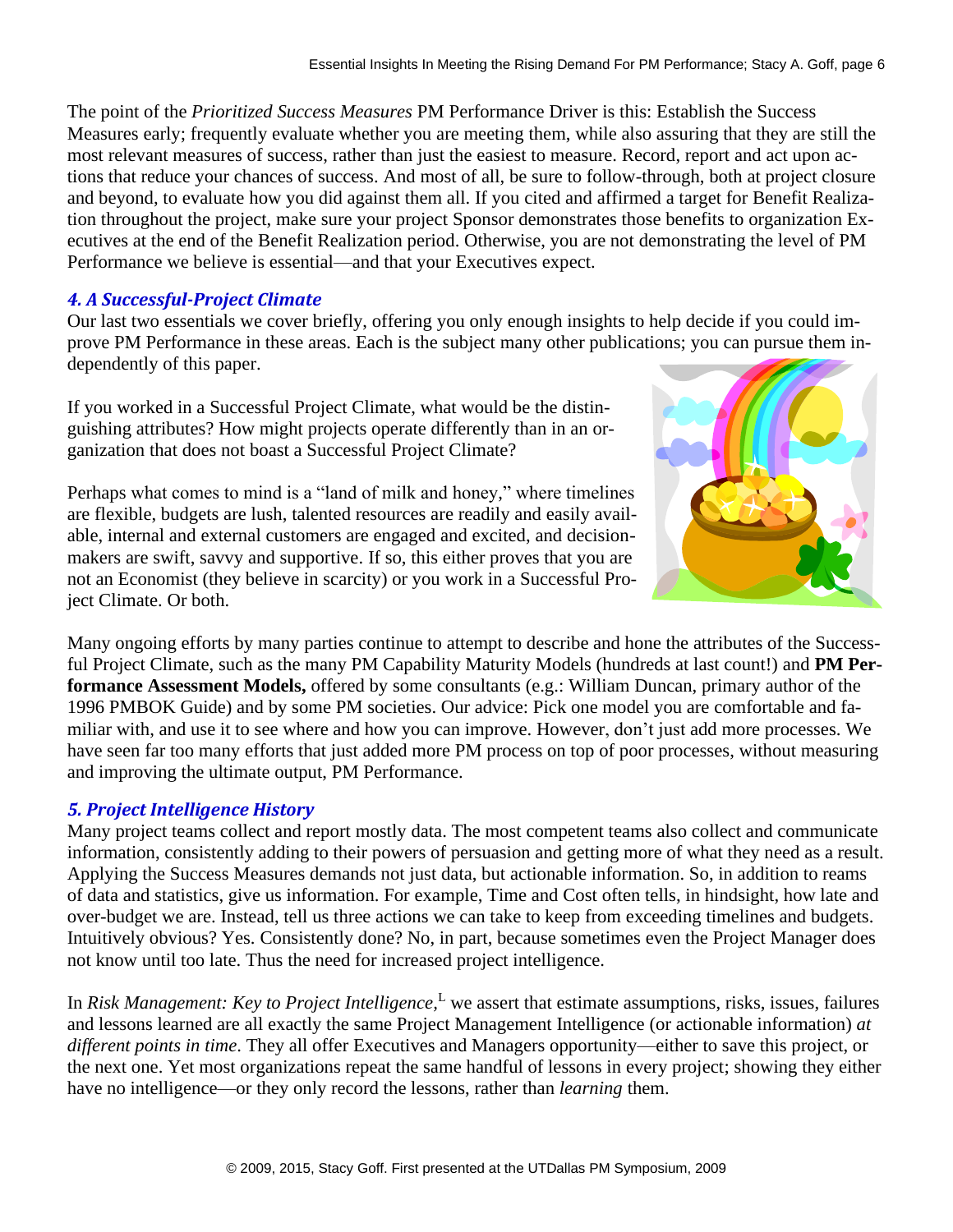The point of the *Prioritized Success Measures* PM Performance Driver is this: Establish the Success Measures early; frequently evaluate whether you are meeting them, while also assuring that they are still the most relevant measures of success, rather than just the easiest to measure. Record, report and act upon actions that reduce your chances of success. And most of all, be sure to follow-through, both at project closure and beyond, to evaluate how you did against them all. If you cited and affirmed a target for Benefit Realization throughout the project, make sure your project Sponsor demonstrates those benefits to organization Executives at the end of the Benefit Realization period. Otherwise, you are not demonstrating the level of PM Performance we believe is essential—and that your Executives expect.

### *4. A Successful-Project Climate*

Our last two essentials we cover briefly, offering you only enough insights to help decide if you could improve PM Performance in these areas. Each is the subject many other publications; you can pursue them independently of this paper.

If you worked in a Successful Project Climate, what would be the distinguishing attributes? How might projects operate differently than in an organization that does not boast a Successful Project Climate?

Perhaps what comes to mind is a "land of milk and honey," where timelines are flexible, budgets are lush, talented resources are readily and easily available, internal and external customers are engaged and excited, and decision-makers are swift, savvy and supportive. If so, this either proves that you are not an Economist (they believe in scarcity) or you work in a Successful Project Climate. Or both.

Many ongoing efforts by many parties continue to attempt to describe and hone the attributes of the Successful Project Climate, such as the many PM Capability Maturity Models (hundreds at last count!) and **PM Performance Assessment Models,** offered by some consultants (e.g.: William Duncan, primary author of the 1996 PMBOK Guide) and by some PM societies. Our advice: Pick one model you are comfortable and familiar with, and use it to see where and how you can improve. However, don't just add more processes. We have seen far too many efforts that just added more PM process on top of poor processes, without measuring and improving the ultimate output, PM Performance.

### *5. Project Intelligence History*

Many project teams collect and report mostly data. The most competent teams also collect and communicate information, consistently adding to their powers of persuasion and getting more of what they need as a result. Applying the Success Measures demands not just data, but actionable information. So, in addition to reams of data and statistics, give us information. For example, Time and Cost often tells, in hindsight, how late and over-budget we are. Instead, tell us three actions we can take to keep from exceeding timelines and budgets. Intuitively obvious? Yes. Consistently done? No, in part, because sometimes even the Project Manager does not know until too late. Thus the need for increased project intelligence.

In *Risk Management: Key to Project Intelligence*,[L] we assert that estimate assumptions, risks, issues, failures and lessons learned are all exactly the same Project Management Intelligence (or actionable information) *at different points in time*. They all offer Executives and Managers opportunity—either to save this project, or the next one. Yet most organizations repeat the same handful of lessons in every project; showing they either have no intelligence—or they only record the lessons, rather than *learning* them.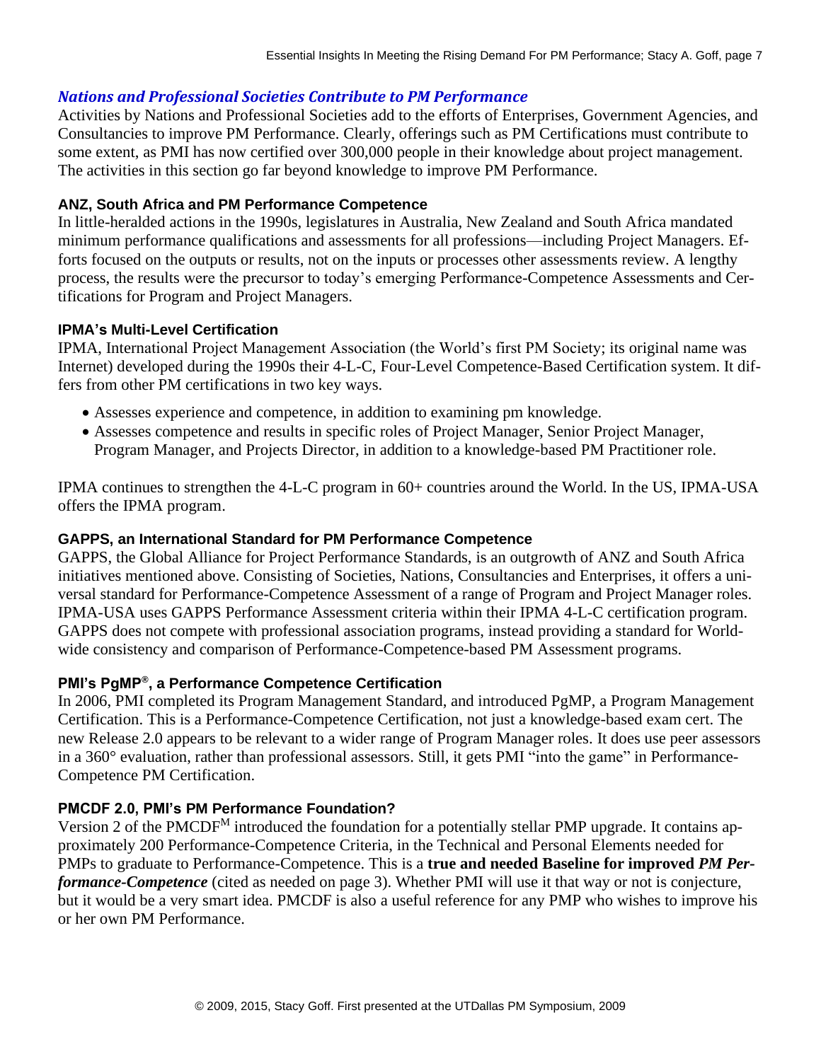## *Nations and Professional Societies Contribute to PM Performance*

Activities by Nations and Professional Societies add to the efforts of Enterprises, Government Agencies, and Consultancies to improve PM Performance. Clearly, offerings such as PM Certifications must contribute to some extent, as PMI has now certified over 300,000 people in their knowledge about project management. The activities in this section go far beyond knowledge to improve PM Performance.

### ANZ, South Africa and PM Performance Competence

In little-heralded actions in the 1990s, legislatures in Australia, New Zealand and South Africa mandated minimum performance qualifications and assessments for all professions—including Project Managers. Efforts focused on the outputs or results, not on the inputs or processes other assessments review. A lengthy process, the results were the precursor to today's emerging Performance-Competence Assessments and Certifications for Program and Project Managers.

### IPMA's Multi-Level Certification

IPMA, International Project Management Association (the World's first PM Society; its original name was Internet) developed during the 1990s their 4-L-C, Four-Level Competence-Based Certification system. It differs from other PM certifications in two key ways.

- Assesses experience and competence, in addition to examining pm knowledge.
- Assesses competence and results in specific roles of Project Manager, Senior Project Manager, Program Manager, and Projects Director, in addition to a knowledge-based PM Practitioner role.

IPMA continues to strengthen the 4-L-C program in 60+ countries around the World. In the US, IPMA-USA offers the IPMA program.

### GAPPS, an International Standard for PM Performance Competence

GAPPS, the Global Alliance for Project Performance Standards, is an outgrowth of ANZ and South Africa initiatives mentioned above. Consisting of Societies, Nations, Consultancies and Enterprises, it offers a universal standard for Performance-Competence Assessment of a range of Program and Project Manager roles. IPMA-USA uses GAPPS Performance Assessment criteria within their IPMA 4-L-C certification program. GAPPS does not compete with professional association programs, instead providing a standard for World-wide consistency and comparison of Performance-Competence-based PM Assessment programs.

### PMI's PgMP®, a Performance Competence Certification

In 2006, PMI completed its Program Management Standard, and introduced PgMP, a Program Management Certification. This is a Performance-Competence Certification, not just a knowledge-based exam cert. The new Release 2.0 appears to be relevant to a wider range of Program Manager roles. It does use peer assessors in a 360° evaluation, rather than professional assessors. Still, it gets PMI "into the game" in Performance-Competence PM Certification.

### PMCDF 2.0, PMI's PM Performance Foundation?

Version 2 of the PMCDF℠ introduced the foundation for a potentially stellar PMP upgrade. It contains approximately 200 Performance-Competence Criteria, in the Technical and Personal Elements needed for PMPs to graduate to Performance-Competence. This is a **true and needed Baseline for improved *PM Performance-Competence*** (cited as needed on page 3). Whether PMI will use it that way or not is conjecture, but it would be a very smart idea. PMCDF is also a useful reference for any PMP who wishes to improve his or her own PM Performance.

© 2009, 2015, Stacy Goff. First presented at the UTDallas PM Symposium, 2009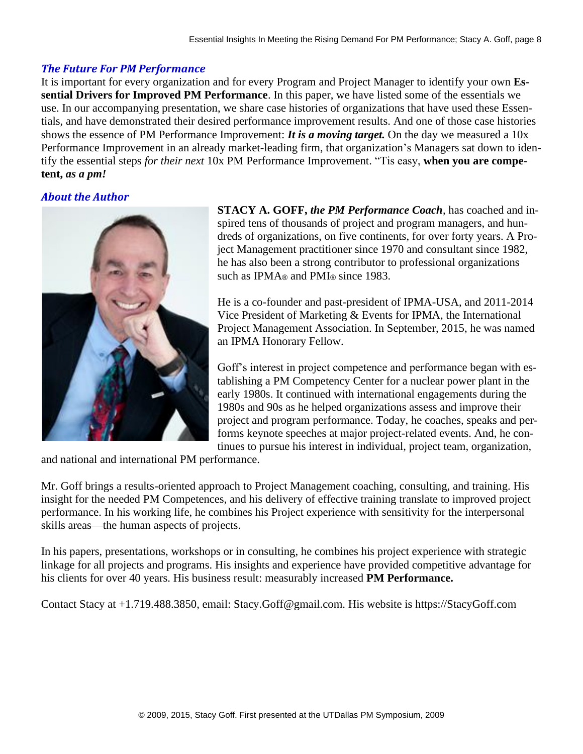## *The Future For PM Performance*

It is important for every organization and for every Program and Project Manager to identify your own **Essential Drivers for Improved PM Performance**. In this paper, we have listed some of the essentials we use. In our accompanying presentation, we share case histories of organizations that have used these Essentials, and have demonstrated their desired performance improvement results. And one of those case histories shows the essence of PM Performance Improvement: ***It is a moving target.*** On the day we measured a 10x Performance Improvement in an already market-leading firm, that organization's Managers sat down to identify the essential steps *for their next* 10x PM Performance Improvement. "Tis easy, **when you are competent, *as a pm!***

## *About the Author*

**STACY A. GOFF, *the PM Performance Coach***, has coached and inspired tens of thousands of project and program managers, and hundreds of organizations, on five continents, for over forty years. A Project Management practitioner since 1970 and consultant since 1982, he has also been a strong contributor to professional organizations such as IPMA® and PMI® since 1983.

He is a co-founder and past-president of IPMA-USA, and 2011-2014 Vice President of Marketing & Events for IPMA, the International Project Management Association. In September, 2015, he was named an IPMA Honorary Fellow.

Goff's interest in project competence and performance began with establishing a PM Competency Center for a nuclear power plant in the early 1980s. It continued with international engagements during the 1980s and 90s as he helped organizations assess and improve their project and program performance. Today, he coaches, speaks and performs keynote speeches at major project-related events. And, he continues to pursue his interest in individual, project team, organization, and national and international PM performance.

Mr. Goff brings a results-oriented approach to Project Management coaching, consulting, and training. His insight for the needed PM Competences, and his delivery of effective training translate to improved project performance. In his working life, he combines his Project experience with sensitivity for the interpersonal skills areas—the human aspects of projects.

In his papers, presentations, workshops or in consulting, he combines his project experience with strategic linkage for all projects and programs. His insights and experience have provided competitive advantage for his clients for over 40 years. His business result: measurably increased **PM Performance.**

Contact Stacy at +1.719.488.3850, email: Stacy.Goff@gmail.com. His website is https://StacyGoff.com

© 2009, 2015, Stacy Goff. First presented at the UTDallas PM Symposium, 2009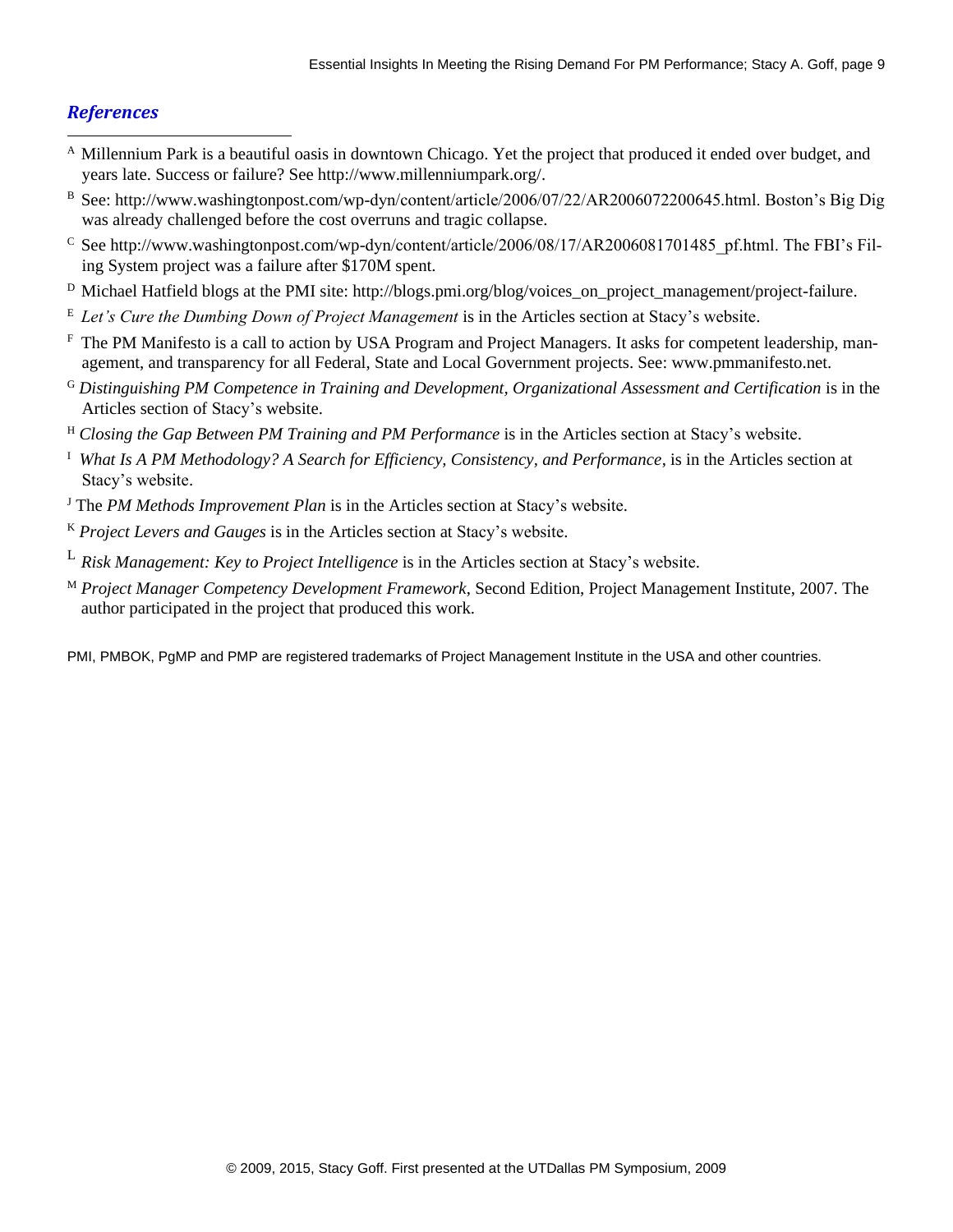## *References*

[A] Millennium Park is a beautiful oasis in downtown Chicago. Yet the project that produced it ended over budget, and years late. Success or failure? See http://www.millenniumpark.org/.

[B] See: http://www.washingtonpost.com/wp-dyn/content/article/2006/07/22/AR2006072200645.html. Boston's Big Dig was already challenged before the cost overruns and tragic collapse.

[C] See http://www.washingtonpost.com/wp-dyn/content/article/2006/08/17/AR2006081701485_pf.html. The FBI's Filing System project was a failure after $170M spent.

[D] Michael Hatfield blogs at the PMI site: http://blogs.pmi.org/blog/voices_on_project_management/project-failure.

[E] *Let's Cure the Dumbing Down of Project Management* is in the Articles section at Stacy's website.

[F] The PM Manifesto is a call to action by USA Program and Project Managers. It asks for competent leadership, management, and transparency for all Federal, State and Local Government projects. See: www.pmmanifesto.net.

[G] *Distinguishing PM Competence in Training and Development, Organizational Assessment and Certification* is in the Articles section of Stacy's website.

[H] *Closing the Gap Between PM Training and PM Performance* is in the Articles section at Stacy's website.

[I] *What Is A PM Methodology? A Search for Efficiency, Consistency, and Performance*, is in the Articles section at Stacy's website.

[J] The *PM Methods Improvement Plan* is in the Articles section at Stacy's website.

[K] *Project Levers and Gauges* is in the Articles section at Stacy's website.

[L] *Risk Management: Key to Project Intelligence* is in the Articles section at Stacy's website.

[M] *Project Manager Competency Development Framework*, Second Edition, Project Management Institute, 2007. The author participated in the project that produced this work.

PMI, PMBOK, PgMP and PMP are registered trademarks of Project Management Institute in the USA and other countries.

© 2009, 2015, Stacy Goff. First presented at the UTDallas PM Symposium, 2009